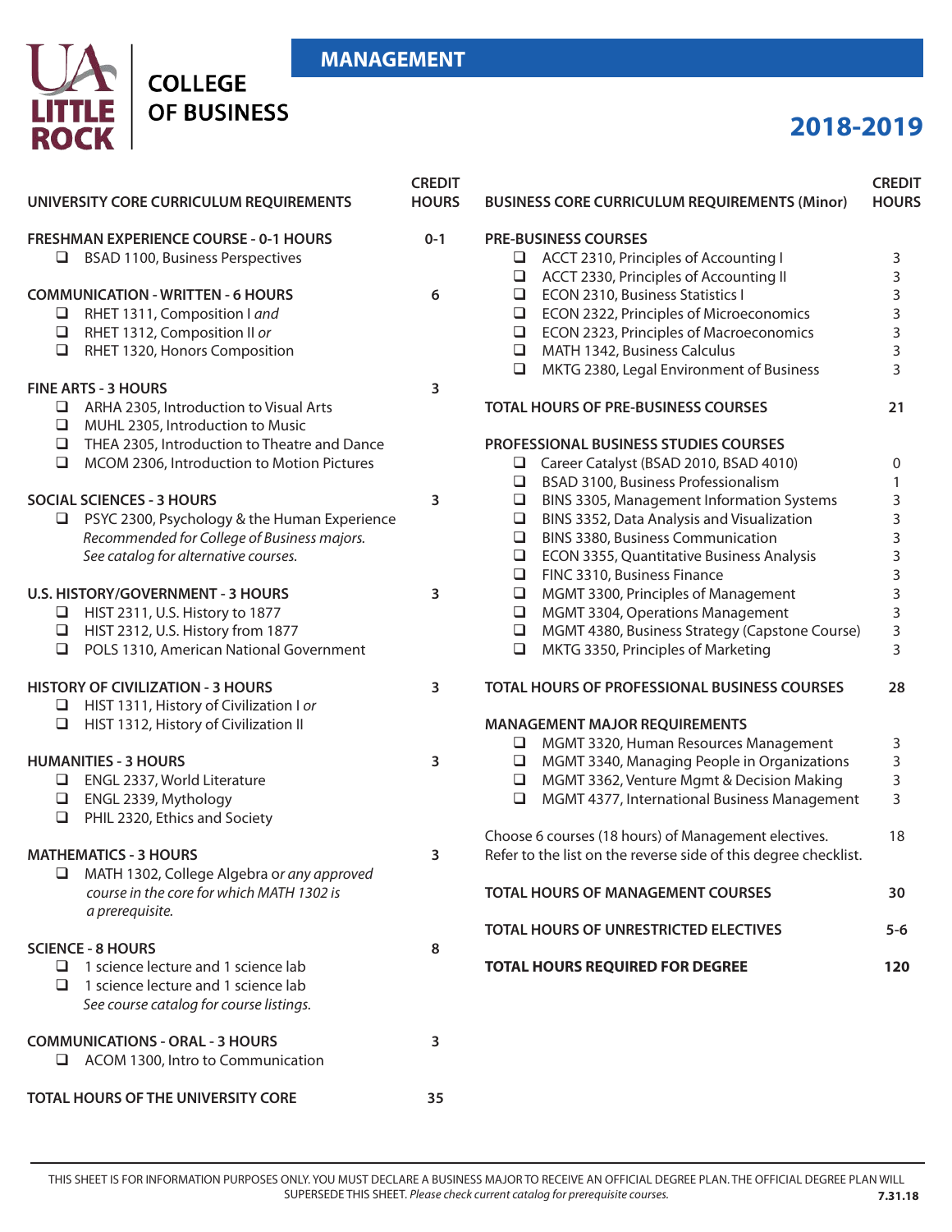# UA LITTLE ROCK COLLEGE OF BUSINESS

## MANAGEMENT

## 2018-2019

| UNIVERSITY CORE CURRICULUM REQUIREMENTS | CREDIT HOURS |
|---|---|
| **FRESHMAN EXPERIENCE COURSE - 0-1 HOURS** | 0-1 |
| ❑ BSAD 1100, Business Perspectives | |
| **COMMUNICATION - WRITTEN - 6 HOURS** | 6 |
| ❑ RHET 1311, Composition I *and* | |
| ❑ RHET 1312, Composition II *or* | |
| ❑ RHET 1320, Honors Composition | |
| **FINE ARTS - 3 HOURS** | 3 |
| ❑ ARHA 2305, Introduction to Visual Arts | |
| ❑ MUHL 2305, Introduction to Music | |
| ❑ THEA 2305, Introduction to Theatre and Dance | |
| ❑ MCOM 2306, Introduction to Motion Pictures | |
| **SOCIAL SCIENCES - 3 HOURS** | 3 |
| ❑ PSYC 2300, Psychology & the Human Experience *Recommended for College of Business majors. See catalog for alternative courses.* | |
| **U.S. HISTORY/GOVERNMENT - 3 HOURS** | 3 |
| ❑ HIST 2311, U.S. History to 1877 | |
| ❑ HIST 2312, U.S. History from 1877 | |
| ❑ POLS 1310, American National Government | |
| **HISTORY OF CIVILIZATION - 3 HOURS** | 3 |
| ❑ HIST 1311, History of Civilization I *or* | |
| ❑ HIST 1312, History of Civilization II | |
| **HUMANITIES - 3 HOURS** | 3 |
| ❑ ENGL 2337, World Literature | |
| ❑ ENGL 2339, Mythology | |
| ❑ PHIL 2320, Ethics and Society | |
| **MATHEMATICS - 3 HOURS** | 3 |
| ❑ MATH 1302, College Algebra *or any approved course in the core for which MATH 1302 is a prerequisite.* | |
| **SCIENCE - 8 HOURS** | 8 |
| ❑ 1 science lecture and 1 science lab | |
| ❑ 1 science lecture and 1 science lab *See course catalog for course listings.* | |
| **COMMUNICATIONS - ORAL - 3 HOURS** | 3 |
| ❑ ACOM 1300, Intro to Communication | |
| **TOTAL HOURS OF THE UNIVERSITY CORE** | **35** |

| BUSINESS CORE CURRICULUM REQUIREMENTS (Minor) | CREDIT HOURS |
|---|---|
| **PRE-BUSINESS COURSES** | |
| ❑ ACCT 2310, Principles of Accounting I | 3 |
| ❑ ACCT 2330, Principles of Accounting II | 3 |
| ❑ ECON 2310, Business Statistics I | 3 |
| ❑ ECON 2322, Principles of Microeconomics | 3 |
| ❑ ECON 2323, Principles of Macroeconomics | 3 |
| ❑ MATH 1342, Business Calculus | 3 |
| ❑ MKTG 2380, Legal Environment of Business | 3 |
| **TOTAL HOURS OF PRE-BUSINESS COURSES** | **21** |
| **PROFESSIONAL BUSINESS STUDIES COURSES** | |
| ❑ Career Catalyst (BSAD 2010, BSAD 4010) | 0 |
| ❑ BSAD 3100, Business Professionalism | 1 |
| ❑ BINS 3305, Management Information Systems | 3 |
| ❑ BINS 3352, Data Analysis and Visualization | 3 |
| ❑ BINS 3380, Business Communication | 3 |
| ❑ ECON 3355, Quantitative Business Analysis | 3 |
| ❑ FINC 3310, Business Finance | 3 |
| ❑ MGMT 3300, Principles of Management | 3 |
| ❑ MGMT 3304, Operations Management | 3 |
| ❑ MGMT 4380, Business Strategy (Capstone Course) | 3 |
| ❑ MKTG 3350, Principles of Marketing | 3 |
| **TOTAL HOURS OF PROFESSIONAL BUSINESS COURSES** | **28** |
| **MANAGEMENT MAJOR REQUIREMENTS** | |
| ❑ MGMT 3320, Human Resources Management | 3 |
| ❑ MGMT 3340, Managing People in Organizations | 3 |
| ❑ MGMT 3362, Venture Mgmt & Decision Making | 3 |
| ❑ MGMT 4377, International Business Management | 3 |
| Choose 6 courses (18 hours) of Management electives. Refer to the list on the reverse side of this degree checklist. | 18 |
| **TOTAL HOURS OF MANAGEMENT COURSES** | **30** |
| **TOTAL HOURS OF UNRESTRICTED ELECTIVES** | **5-6** |
| **TOTAL HOURS REQUIRED FOR DEGREE** | **120** |

THIS SHEET IS FOR INFORMATION PURPOSES ONLY. YOU MUST DECLARE A BUSINESS MAJOR TO RECEIVE AN OFFICIAL DEGREE PLAN. THE OFFICIAL DEGREE PLAN WILL SUPERSEDE THIS SHEET. *Please check current catalog for prerequisite courses.*

**7.31.18**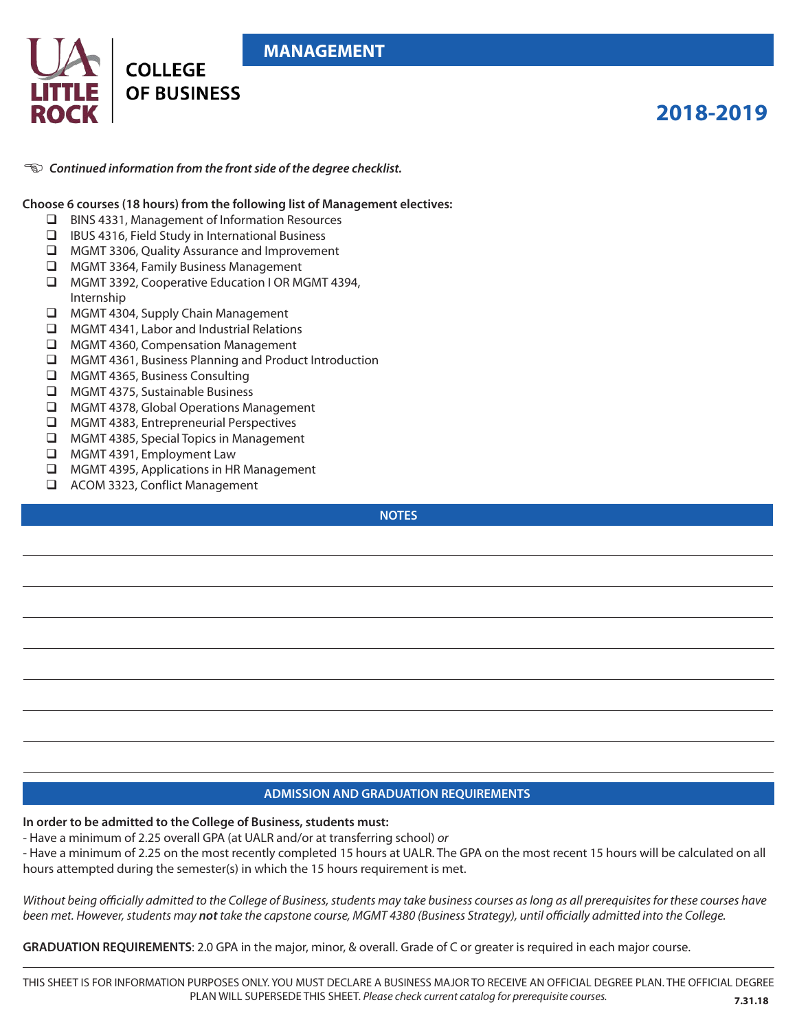# MANAGEMENT

UA LITTLE ROCK | COLLEGE OF BUSINESS

**2018-2019**

☜ ***Continued information from the front side of the degree checklist.***

**Choose 6 courses (18 hours) from the following list of Management electives:**

- ❑ BINS 4331, Management of Information Resources
- ❑ IBUS 4316, Field Study in International Business
- ❑ MGMT 3306, Quality Assurance and Improvement
- ❑ MGMT 3364, Family Business Management
- ❑ MGMT 3392, Cooperative Education I OR MGMT 4394, Internship
- ❑ MGMT 4304, Supply Chain Management
- ❑ MGMT 4341, Labor and Industrial Relations
- ❑ MGMT 4360, Compensation Management
- ❑ MGMT 4361, Business Planning and Product Introduction
- ❑ MGMT 4365, Business Consulting
- ❑ MGMT 4375, Sustainable Business
- ❑ MGMT 4378, Global Operations Management
- ❑ MGMT 4383, Entrepreneurial Perspectives
- ❑ MGMT 4385, Special Topics in Management
- ❑ MGMT 4391, Employment Law
- ❑ MGMT 4395, Applications in HR Management
- ❑ ACOM 3323, Conflict Management

## NOTES

## ADMISSION AND GRADUATION REQUIREMENTS

**In order to be admitted to the College of Business, students must:**

- Have a minimum of 2.25 overall GPA (at UALR and/or at transferring school) *or*
- Have a minimum of 2.25 on the most recently completed 15 hours at UALR. The GPA on the most recent 15 hours will be calculated on all hours attempted during the semester(s) in which the 15 hours requirement is met.

*Without being officially admitted to the College of Business, students may take business courses as long as all prerequisites for these courses have been met. However, students may **not** take the capstone course, MGMT 4380 (Business Strategy), until officially admitted into the College.*

**GRADUATION REQUIREMENTS**: 2.0 GPA in the major, minor, & overall. Grade of C or greater is required in each major course.

THIS SHEET IS FOR INFORMATION PURPOSES ONLY. YOU MUST DECLARE A BUSINESS MAJOR TO RECEIVE AN OFFICIAL DEGREE PLAN. THE OFFICIAL DEGREE PLAN WILL SUPERSEDE THIS SHEET. *Please check current catalog for prerequisite courses.*

**7.31.18**